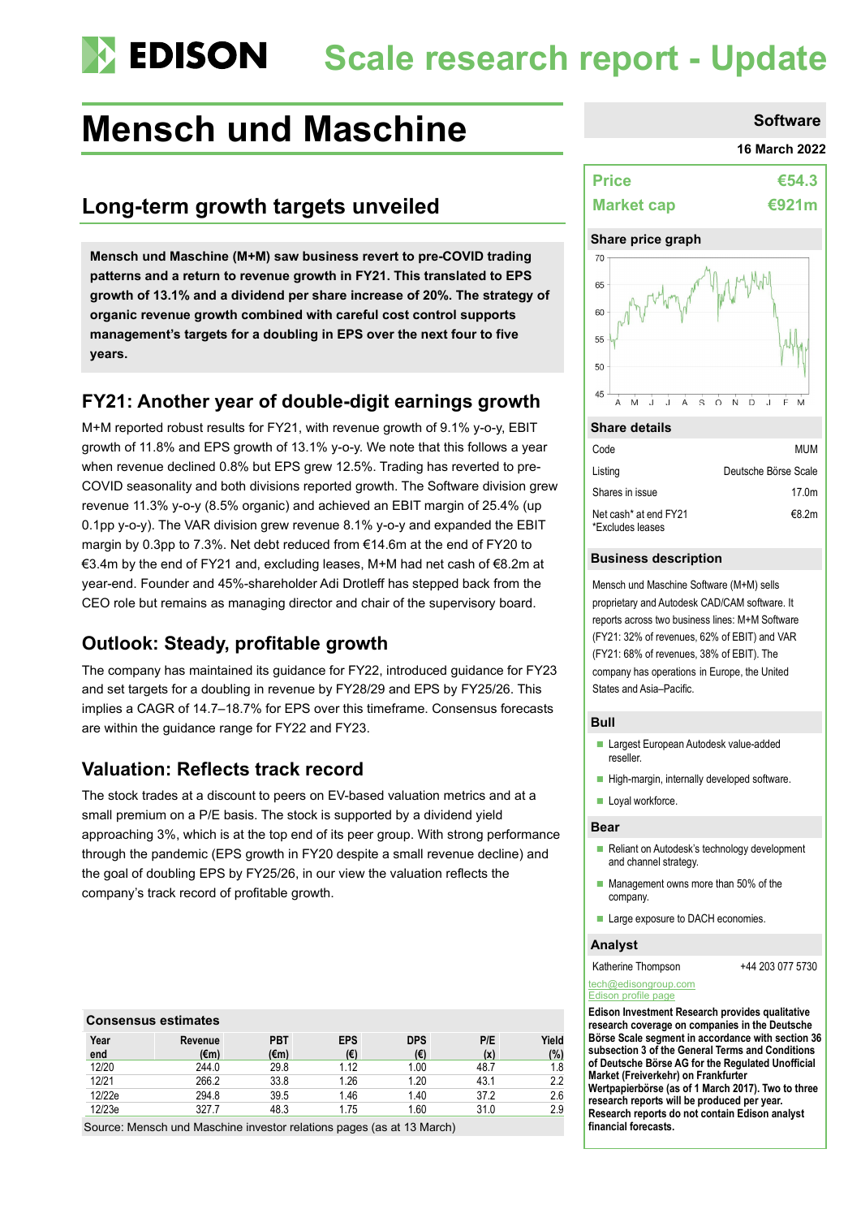# Mensch und Maschine

Scale research report - Update

Software

16 March 2022

## Long-term growth targets unveiled

**Mensch und Maschine (M+M) saw business revert to pre-COVID trading patterns and a return to revenue growth in FY21. This translated to EPS growth of 13.1% and a dividend per share increase of 20%. The strategy of organic revenue growth combined with careful cost control supports management's targets for a doubling in EPS over the next four to five years.**

## FY21: Another year of double-digit earnings growth

M+M reported robust results for FY21, with revenue growth of 9.1% y-o-y, EBIT growth of 11.8% and EPS growth of 13.1% y-o-y. We note that this follows a year when revenue declined 0.8% but EPS grew 12.5%. Trading has reverted to pre-COVID seasonality and both divisions reported growth. The Software division grew revenue 11.3% y-o-y (8.5% organic) and achieved an EBIT margin of 25.4% (up 0.1pp y-o-y). The VAR division grew revenue 8.1% y-o-y and expanded the EBIT margin by 0.3pp to 7.3%. Net debt reduced from €14.6m at the end of FY20 to €3.4m by the end of FY21 and, excluding leases, M+M had net cash of €8.2m at year-end. Founder and 45%-shareholder Adi Drotleff has stepped back from the CEO role but remains as managing director and chair of the supervisory board.

## Outlook: Steady, profitable growth

The company has maintained its guidance for FY22, introduced guidance for FY23 and set targets for a doubling in revenue by FY28/29 and EPS by FY25/26. This implies a CAGR of 14.7–18.7% for EPS over this timeframe. Consensus forecasts are within the guidance range for FY22 and FY23.

## Valuation: Reflects track record

The stock trades at a discount to peers on EV-based valuation metrics and at a small premium on a P/E basis. The stock is supported by a dividend yield approaching 3%, which is at the top end of its peer group. With strong performance through the pandemic (EPS growth in FY20 despite a small revenue decline) and the goal of doubling EPS by FY25/26, in our view the valuation reflects the company's track record of profitable growth.

### Consensus estimates

| Year end | Revenue (€m) | PBT (€m) | EPS (€) | DPS (€) | P/E (x) | Yield (%) |
|---|---|---|---|---|---|---|
| 12/20 | 244.0 | 29.8 | 1.12 | 1.00 | 48.7 | 1.8 |
| 12/21 | 266.2 | 33.8 | 1.26 | 1.20 | 43.1 | 2.2 |
| 12/22e | 294.8 | 39.5 | 1.46 | 1.40 | 37.2 | 2.6 |
| 12/23e | 327.7 | 48.3 | 1.75 | 1.60 | 31.0 | 2.9 |

Source: Mensch und Maschine investor relations pages (as at 13 March)

| | |
|---|---|
| **Price** | **€54.3** |
| **Market cap** | **€921m** |

### Share price graph

### Share details

| | |
|---|---|
| Code | MUM |
| Listing | Deutsche Börse Scale |
| Shares in issue | 17.0m |
| Net cash* at end FY21 *Excludes leases | €8.2m |

### Business description

Mensch und Maschine Software (M+M) sells proprietary and Autodesk CAD/CAM software. It reports across two business lines: M+M Software (FY21: 32% of revenues, 62% of EBIT) and VAR (FY21: 68% of revenues, 38% of EBIT). The company has operations in Europe, the United States and Asia–Pacific.

### Bull

- Largest European Autodesk value-added reseller.
- High-margin, internally developed software.
- Loyal workforce.

### Bear

- Reliant on Autodesk's technology development and channel strategy.
- Management owns more than 50% of the company.
- Large exposure to DACH economies.

### Analyst

Katherine Thompson +44 203 077 5730

tech@edisongroup.com

Edison profile page

**Edison Investment Research provides qualitative research coverage on companies in the Deutsche Börse Scale segment in accordance with section 36 subsection 3 of the General Terms and Conditions of Deutsche Börse AG for the Regulated Unofficial Market (Freiverkehr) on Frankfurter Wertpapierbörse (as of 1 March 2017). Two to three research reports will be produced per year. Research reports do not contain Edison analyst financial forecasts.**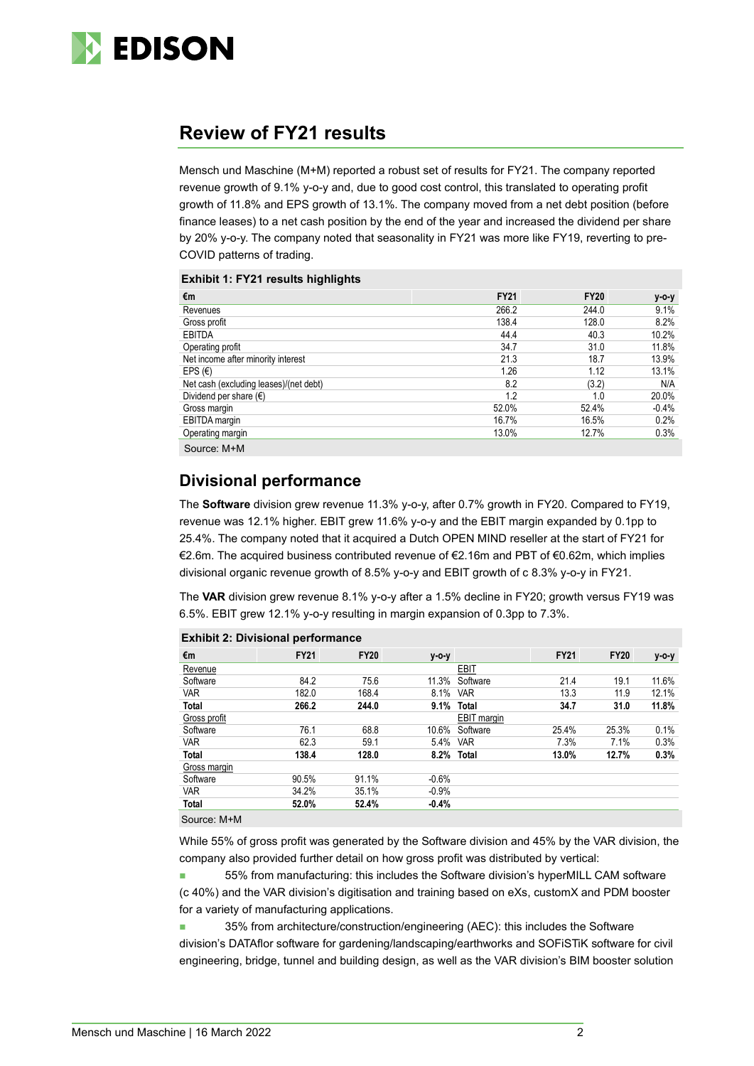## Review of FY21 results

Mensch und Maschine (M+M) reported a robust set of results for FY21. The company reported revenue growth of 9.1% y-o-y and, due to good cost control, this translated to operating profit growth of 11.8% and EPS growth of 13.1%. The company moved from a net debt position (before finance leases) to a net cash position by the end of the year and increased the dividend per share by 20% y-o-y. The company noted that seasonality in FY21 was more like FY19, reverting to pre-COVID patterns of trading.

**Exhibit 1: FY21 results highlights**

| €m | FY21 | FY20 | y-o-y |
|---|---|---|---|
| Revenues | 266.2 | 244.0 | 9.1% |
| Gross profit | 138.4 | 128.0 | 8.2% |
| EBITDA | 44.4 | 40.3 | 10.2% |
| Operating profit | 34.7 | 31.0 | 11.8% |
| Net income after minority interest | 21.3 | 18.7 | 13.9% |
| EPS (€) | 1.26 | 1.12 | 13.1% |
| Net cash (excluding leases)/(net debt) | 8.2 | (3.2) | N/A |
| Dividend per share (€) | 1.2 | 1.0 | 20.0% |
| Gross margin | 52.0% | 52.4% | -0.4% |
| EBITDA margin | 16.7% | 16.5% | 0.2% |
| Operating margin | 13.0% | 12.7% | 0.3% |

Source: M+M

## Divisional performance

The **Software** division grew revenue 11.3% y-o-y, after 0.7% growth in FY20. Compared to FY19, revenue was 12.1% higher. EBIT grew 11.6% y-o-y and the EBIT margin expanded by 0.1pp to 25.4%. The company noted that it acquired a Dutch OPEN MIND reseller at the start of FY21 for €2.6m. The acquired business contributed revenue of €2.16m and PBT of €0.62m, which implies divisional organic revenue growth of 8.5% y-o-y and EBIT growth of c 8.3% y-o-y in FY21.

The **VAR** division grew revenue 8.1% y-o-y after a 1.5% decline in FY20; growth versus FY19 was 6.5%. EBIT grew 12.1% y-o-y resulting in margin expansion of 0.3pp to 7.3%.

**Exhibit 2: Divisional performance**

| €m | FY21 | FY20 | y-o-y | | FY21 | FY20 | y-o-y |
|---|---|---|---|---|---|---|---|
| Revenue | | | | EBIT | | | |
| Software | 84.2 | 75.6 | 11.3% | Software | 21.4 | 19.1 | 11.6% |
| VAR | 182.0 | 168.4 | 8.1% | VAR | 13.3 | 11.9 | 12.1% |
| **Total** | **266.2** | **244.0** | **9.1%** | **Total** | **34.7** | **31.0** | **11.8%** |
| Gross profit | | | | EBIT margin | | | |
| Software | 76.1 | 68.8 | 10.6% | Software | 25.4% | 25.3% | 0.1% |
| VAR | 62.3 | 59.1 | 5.4% | VAR | 7.3% | 7.1% | 0.3% |
| **Total** | **138.4** | **128.0** | **8.2%** | **Total** | **13.0%** | **12.7%** | **0.3%** |
| Gross margin | | | | | | | |
| Software | 90.5% | 91.1% | -0.6% | | | | |
| VAR | 34.2% | 35.1% | -0.9% | | | | |
| **Total** | **52.0%** | **52.4%** | **-0.4%** | | | | |

Source: M+M

While 55% of gross profit was generated by the Software division and 45% by the VAR division, the company also provided further detail on how gross profit was distributed by vertical:

- 55% from manufacturing: this includes the Software division's hyperMILL CAM software (c 40%) and the VAR division's digitisation and training based on eXs, customX and PDM booster for a variety of manufacturing applications.
- 35% from architecture/construction/engineering (AEC): this includes the Software division's DATAflor software for gardening/landscaping/earthworks and SOFiSTiK software for civil engineering, bridge, tunnel and building design, as well as the VAR division's BIM booster solution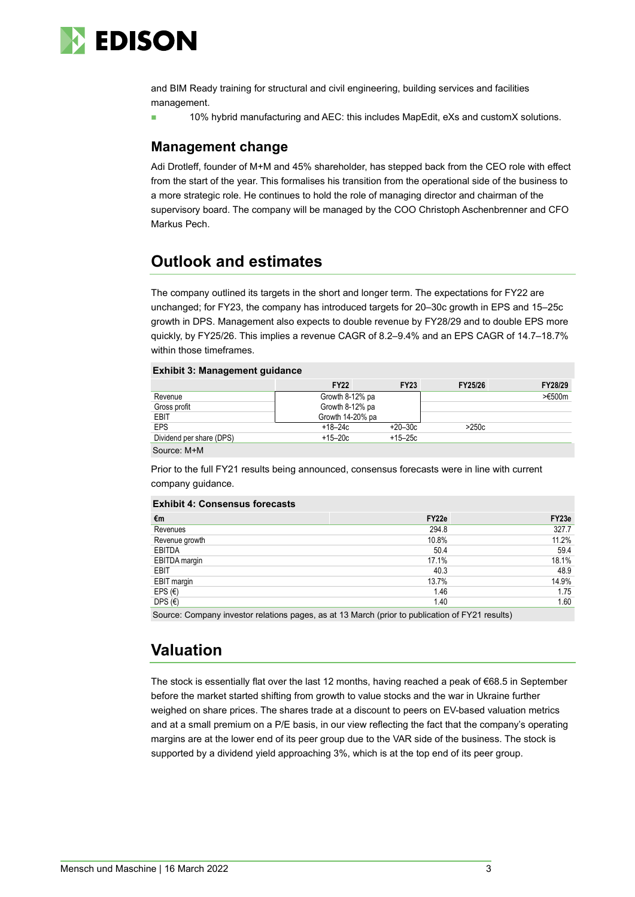and BIM Ready training for structural and civil engineering, building services and facilities management.

- 10% hybrid manufacturing and AEC: this includes MapEdit, eXs and customX solutions.

### Management change

Adi Drotleff, founder of M+M and 45% shareholder, has stepped back from the CEO role with effect from the start of the year. This formalises his transition from the operational side of the business to a more strategic role. He continues to hold the role of managing director and chairman of the supervisory board. The company will be managed by the COO Christoph Aschenbrenner and CFO Markus Pech.

## Outlook and estimates

The company outlined its targets in the short and longer term. The expectations for FY22 are unchanged; for FY23, the company has introduced targets for 20–30c growth in EPS and 15–25c growth in DPS. Management also expects to double revenue by FY28/29 and to double EPS more quickly, by FY25/26. This implies a revenue CAGR of 8.2–9.4% and an EPS CAGR of 14.7–18.7% within those timeframes.

**Exhibit 3: Management guidance**

| | FY22 | FY23 | FY25/26 | FY28/29 |
|---|---|---|---|---|
| Revenue | Growth 8-12% pa | | | >€500m |
| Gross profit | Growth 8-12% pa | | | |
| EBIT | Growth 14-20% pa | | | |
| EPS | +18–24c | +20–30c | >250c | |
| Dividend per share (DPS) | +15–20c | +15–25c | | |

Source: M+M

Prior to the full FY21 results being announced, consensus forecasts were in line with current company guidance.

**Exhibit 4: Consensus forecasts**

| €m | FY22e | FY23e |
|---|---|---|
| Revenues | 294.8 | 327.7 |
| Revenue growth | 10.8% | 11.2% |
| EBITDA | 50.4 | 59.4 |
| EBITDA margin | 17.1% | 18.1% |
| EBIT | 40.3 | 48.9 |
| EBIT margin | 13.7% | 14.9% |
| EPS (€) | 1.46 | 1.75 |
| DPS (€) | 1.40 | 1.60 |

Source: Company investor relations pages, as at 13 March (prior to publication of FY21 results)

## Valuation

The stock is essentially flat over the last 12 months, having reached a peak of €68.5 in September before the market started shifting from growth to value stocks and the war in Ukraine further weighed on share prices. The shares trade at a discount to peers on EV-based valuation metrics and at a small premium on a P/E basis, in our view reflecting the fact that the company's operating margins are at the lower end of its peer group due to the VAR side of the business. The stock is supported by a dividend yield approaching 3%, which is at the top end of its peer group.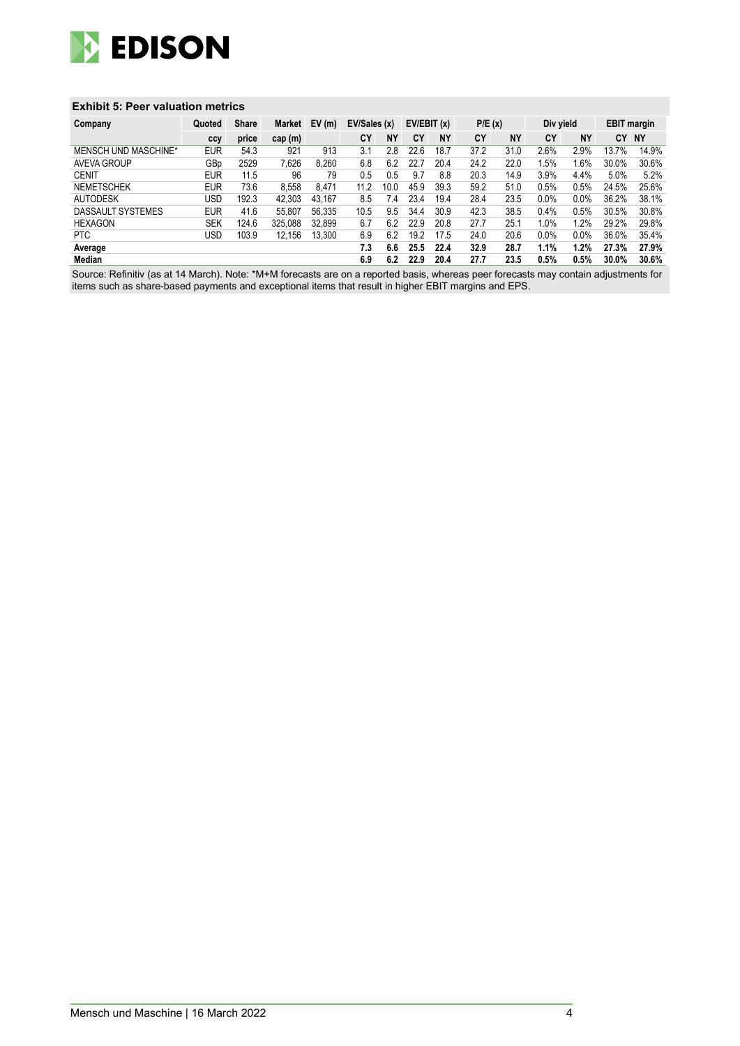### Exhibit 5: Peer valuation metrics

| Company | Quoted | Share | Market | EV (m) | EV/Sales (x) | | EV/EBIT (x) | | P/E (x) | | Div yield | | EBIT margin | |
|---|---|---|---|---|---|---|---|---|---|---|---|---|---|---|
| | ccy | price | cap (m) | | CY | NY | CY | NY | CY | NY | CY | NY | CY | NY |
| MENSCH UND MASCHINE* | EUR | 54.3 | 921 | 913 | 3.1 | 2.8 | 22.6 | 18.7 | 37.2 | 31.0 | 2.6% | 2.9% | 13.7% | 14.9% |
| AVEVA GROUP | GBp | 2529 | 7,626 | 8,260 | 6.8 | 6.2 | 22.7 | 20.4 | 24.2 | 22.0 | 1.5% | 1.6% | 30.0% | 30.6% |
| CENIT | EUR | 11.5 | 96 | 79 | 0.5 | 0.5 | 9.7 | 8.8 | 20.3 | 14.9 | 3.9% | 4.4% | 5.0% | 5.2% |
| NEMETSCHEK | EUR | 73.6 | 8,558 | 8,471 | 11.2 | 10.0 | 45.9 | 39.3 | 59.2 | 51.0 | 0.5% | 0.5% | 24.5% | 25.6% |
| AUTODESK | USD | 192.3 | 42,303 | 43,167 | 8.5 | 7.4 | 23.4 | 19.4 | 28.4 | 23.5 | 0.0% | 0.0% | 36.2% | 38.1% |
| DASSAULT SYSTEMES | EUR | 41.6 | 55,807 | 56,335 | 10.5 | 9.5 | 34.4 | 30.9 | 42.3 | 38.5 | 0.4% | 0.5% | 30.5% | 30.8% |
| HEXAGON | SEK | 124.6 | 325,088 | 32,899 | 6.7 | 6.2 | 22.9 | 20.8 | 27.7 | 25.1 | 1.0% | 1.2% | 29.2% | 29.8% |
| PTC | USD | 103.9 | 12,156 | 13,300 | 6.9 | 6.2 | 19.2 | 17.5 | 24.0 | 20.6 | 0.0% | 0.0% | 36.0% | 35.4% |
| **Average** | | | | | **7.3** | **6.6** | **25.5** | **22.4** | **32.9** | **28.7** | **1.1%** | **1.2%** | **27.3%** | **27.9%** |
| **Median** | | | | | **6.9** | **6.2** | **22.9** | **20.4** | **27.7** | **23.5** | **0.5%** | **0.5%** | **30.0%** | **30.6%** |

Source: Refinitiv (as at 14 March). Note: *M+M forecasts are on a reported basis, whereas peer forecasts may contain adjustments for items such as share-based payments and exceptional items that result in higher EBIT margins and EPS.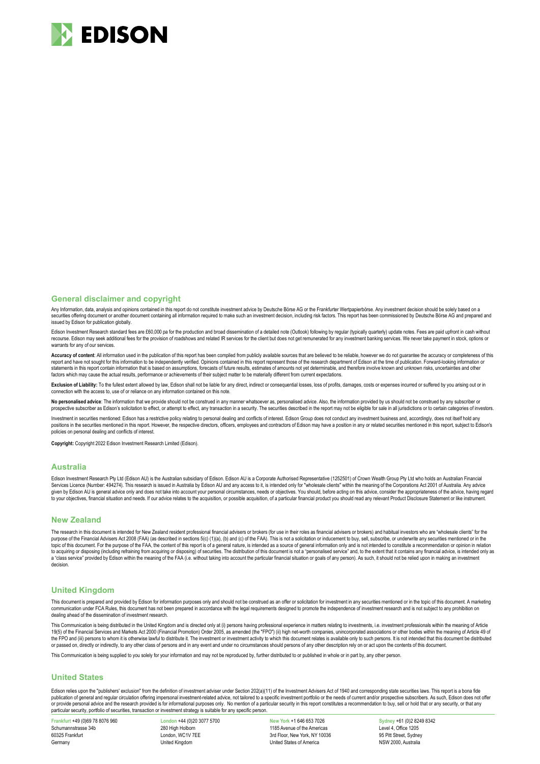# EDISON

## General disclaimer and copyright

Any Information, data, analysis and opinions contained in this report do not constitute investment advice by Deutsche Börse AG or the Frankfurter Wertpapierbörse. Any investment decision should be solely based on a securities offering document or another document containing all information required to make such an investment decision, including risk factors. This report has been commissioned by Deutsche Börse AG and prepared and issued by Edison for publication globally.

Edison Investment Research standard fees are £60,000 pa for the production and broad dissemination of a detailed note (Outlook) following by regular (typically quarterly) update notes. Fees are paid upfront in cash without recourse. Edison may seek additional fees for the provision of roadshows and related IR services for the client but does not get remunerated for any investment banking services. We never take payment in stock, options or warrants for any of our services.

**Accuracy of content**: All information used in the publication of this report has been compiled from publicly available sources that are believed to be reliable, however we do not guarantee the accuracy or completeness of this report and have not sought for this information to be independently verified. Opinions contained in this report represent those of the research department of Edison at the time of publication. Forward-looking information or statements in this report contain information that is based on assumptions, forecasts of future results, estimates of amounts not yet determinable, and therefore involve known and unknown risks, uncertainties and other factors which may cause the actual results, performance or achievements of their subject matter to be materially different from current expectations.

**Exclusion of Liability:** To the fullest extent allowed by law, Edison shall not be liable for any direct, indirect or consequential losses, loss of profits, damages, costs or expenses incurred or suffered by you arising out or in connection with the access to, use of or reliance on any information contained on this note.

**No personalised advice**: The information that we provide should not be construed in any manner whatsoever as, personalised advice. Also, the information provided by us should not be construed by any subscriber or prospective subscriber as Edison's solicitation to effect, or attempt to effect, any transaction in a security. The securities described in the report may not be eligible for sale in all jurisdictions or to certain categories of investors.

Investment in securities mentioned: Edison has a restrictive policy relating to personal dealing and conflicts of interest. Edison Group does not conduct any investment business and, accordingly, does not itself hold any positions in the securities mentioned in this report. However, the respective directors, officers, employees and contractors of Edison may have a position in any or related securities mentioned in this report, subject to Edison's policies on personal dealing and conflicts of interest.

**Copyright:** Copyright 2022 Edison Investment Research Limited (Edison).

## Australia

Edison Investment Research Pty Ltd (Edison AU) is the Australian subsidiary of Edison. Edison AU is a Corporate Authorised Representative (1252501) of Crown Wealth Group Pty Ltd who holds an Australian Financial Services Licence (Number: 494274). This research is issued in Australia by Edison AU and any access to it, is intended only for "wholesale clients" within the meaning of the Corporations Act 2001 of Australia. Any advice given by Edison AU is general advice only and does not take into account your personal circumstances, needs or objectives. You should, before acting on this advice, consider the appropriateness of the advice, having regard to your objectives, financial situation and needs. If our advice relates to the acquisition, or possible acquisition, of a particular financial product you should read any relevant Product Disclosure Statement or like instrument.

## New Zealand

The research in this document is intended for New Zealand resident professional financial advisers or brokers (for use in their roles as financial advisers or brokers) and habitual investors who are "wholesale clients" for the purpose of the Financial Advisers Act 2008 (FAA) (as described in sections 5(c) (1)(a), (b) and (c) of the FAA). This is not a solicitation or inducement to buy, sell, subscribe, or underwrite any securities mentioned or in the topic of this document. For the purpose of the FAA, the content of this report is of a general nature, is intended as a source of general information only and is not intended to constitute a recommendation or opinion in relation to acquiring or disposing (including refraining from acquiring or disposing) of securities. The distribution of this document is not a "personalised service" and, to the extent that it contains any financial advice, is intended only as a "class service" provided by Edison within the meaning of the FAA (i.e. without taking into account the particular financial situation or goals of any person). As such, it should not be relied upon in making an investment decision.

## United Kingdom

This document is prepared and provided by Edison for information purposes only and should not be construed as an offer or solicitation for investment in any securities mentioned or in the topic of this document. A marketing communication under FCA Rules, this document has not been prepared in accordance with the legal requirements designed to promote the independence of investment research and is not subject to any prohibition on dealing ahead of the dissemination of investment research.

This Communication is being distributed in the United Kingdom and is directed only at (i) persons having professional experience in matters relating to investments, i.e. investment professionals within the meaning of Article 19(5) of the Financial Services and Markets Act 2000 (Financial Promotion) Order 2005, as amended (the "FPO") (ii) high net-worth companies, unincorporated associations or other bodies within the meaning of Article 49 of the FPO and (iii) persons to whom it is otherwise lawful to distribute it. The investment or investment activity to which this document relates is available only to such persons. It is not intended that this document be distributed or passed on, directly or indirectly, to any other class of persons and in any event and under no circumstances should persons of any other description rely on or act upon the contents of this document.

This Communication is being supplied to you solely for your information and may not be reproduced by, further distributed to or published in whole or in part by, any other person.

## United States

Edison relies upon the "publishers' exclusion" from the definition of investment adviser under Section 202(a)(11) of the Investment Advisers Act of 1940 and corresponding state securities laws. This report is a bona fide publication of general and regular circulation offering impersonal investment-related advice, not tailored to a specific investment portfolio or the needs of current and/or prospective subscribers. As such, Edison does not offer or provide personal advice and the research provided is for informational purposes only. No mention of a particular security in this report constitutes a recommendation to buy, sell or hold that or any security, or that any particular security, portfolio of securities, transaction or investment strategy is suitable for any specific person.

**Frankfurt** +49 (0)69 78 8076 960
Schumannstrasse 34b
60325 Frankfurt
Germany

**London** +44 (0)20 3077 5700
280 High Holborn
London, WC1V 7EE
United Kingdom

**New York** +1 646 653 7026
1185 Avenue of the Americas
3rd Floor, New York, NY 10036
United States of America

**Sydney** +61 (0)2 8249 8342
Level 4, Office 1205
95 Pitt Street, Sydney
NSW 2000, Australia